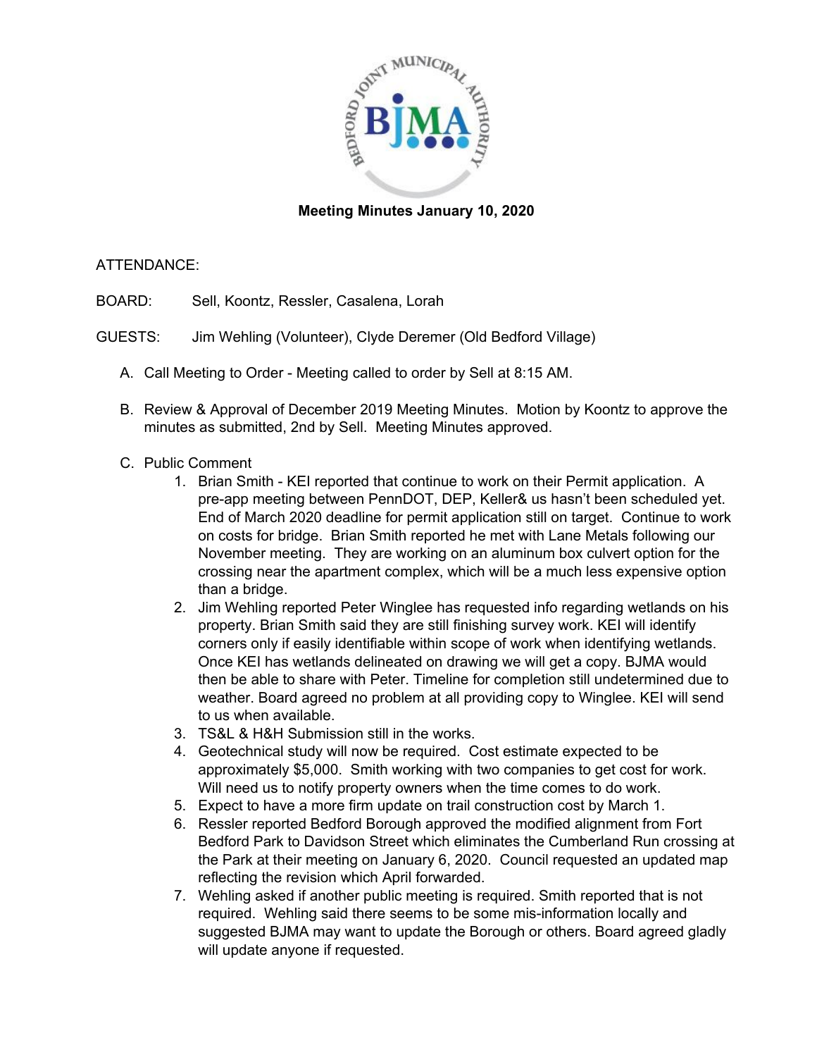**Meeting Minutes January 10, 2020**

ATTENDANCE:

BOARD: Sell, Koontz, Ressler, Casalena, Lorah

GUESTS: Jim Wehling (Volunteer), Clyde Deremer (Old Bedford Village)

A. Call Meeting to Order - Meeting called to order by Sell at 8:15 AM.

B. Review & Approval of December 2019 Meeting Minutes. Motion by Koontz to approve the minutes as submitted, 2nd by Sell. Meeting Minutes approved.

C. Public Comment

1. Brian Smith - KEI reported that continue to work on their Permit application. A pre-app meeting between PennDOT, DEP, Keller& us hasn't been scheduled yet. End of March 2020 deadline for permit application still on target. Continue to work on costs for bridge. Brian Smith reported he met with Lane Metals following our November meeting. They are working on an aluminum box culvert option for the crossing near the apartment complex, which will be a much less expensive option than a bridge.
2. Jim Wehling reported Peter Winglee has requested info regarding wetlands on his property. Brian Smith said they are still finishing survey work. KEI will identify corners only if easily identifiable within scope of work when identifying wetlands. Once KEI has wetlands delineated on drawing we will get a copy. BJMA would then be able to share with Peter. Timeline for completion still undetermined due to weather. Board agreed no problem at all providing copy to Winglee. KEI will send to us when available.
3. TS&L & H&H Submission still in the works.
4. Geotechnical study will now be required. Cost estimate expected to be approximately $5,000. Smith working with two companies to get cost for work. Will need us to notify property owners when the time comes to do work.
5. Expect to have a more firm update on trail construction cost by March 1.
6. Ressler reported Bedford Borough approved the modified alignment from Fort Bedford Park to Davidson Street which eliminates the Cumberland Run crossing at the Park at their meeting on January 6, 2020. Council requested an updated map reflecting the revision which April forwarded.
7. Wehling asked if another public meeting is required. Smith reported that is not required. Wehling said there seems to be some mis-information locally and suggested BJMA may want to update the Borough or others. Board agreed gladly will update anyone if requested.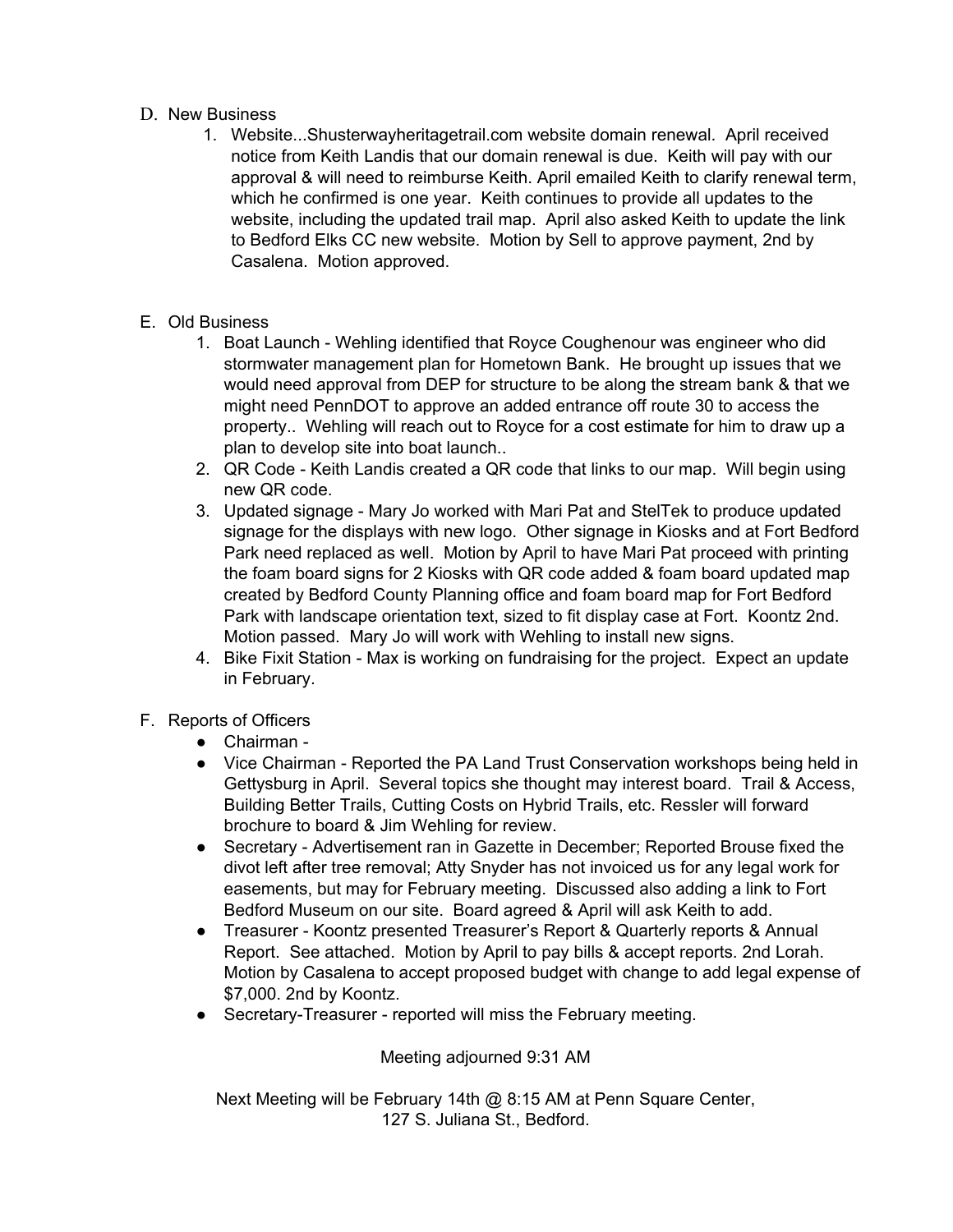D. New Business

  1. Website...Shusterwayheritagetrail.com website domain renewal. April received notice from Keith Landis that our domain renewal is due. Keith will pay with our approval & will need to reimburse Keith. April emailed Keith to clarify renewal term, which he confirmed is one year. Keith continues to provide all updates to the website, including the updated trail map. April also asked Keith to update the link to Bedford Elks CC new website. Motion by Sell to approve payment, 2nd by Casalena. Motion approved.

E. Old Business

  1. Boat Launch - Wehling identified that Royce Coughenour was engineer who did stormwater management plan for Hometown Bank. He brought up issues that we would need approval from DEP for structure to be along the stream bank & that we might need PennDOT to approve an added entrance off route 30 to access the property.. Wehling will reach out to Royce for a cost estimate for him to draw up a plan to develop site into boat launch..
  2. QR Code - Keith Landis created a QR code that links to our map. Will begin using new QR code.
  3. Updated signage - Mary Jo worked with Mari Pat and StelTek to produce updated signage for the displays with new logo. Other signage in Kiosks and at Fort Bedford Park need replaced as well. Motion by April to have Mari Pat proceed with printing the foam board signs for 2 Kiosks with QR code added & foam board updated map created by Bedford County Planning office and foam board map for Fort Bedford Park with landscape orientation text, sized to fit display case at Fort. Koontz 2nd. Motion passed. Mary Jo will work with Wehling to install new signs.
  4. Bike Fixit Station - Max is working on fundraising for the project. Expect an update in February.

F. Reports of Officers

  - Chairman -
  - Vice Chairman - Reported the PA Land Trust Conservation workshops being held in Gettysburg in April. Several topics she thought may interest board. Trail & Access, Building Better Trails, Cutting Costs on Hybrid Trails, etc. Ressler will forward brochure to board & Jim Wehling for review.
  - Secretary - Advertisement ran in Gazette in December; Reported Brouse fixed the divot left after tree removal; Atty Snyder has not invoiced us for any legal work for easements, but may for February meeting. Discussed also adding a link to Fort Bedford Museum on our site. Board agreed & April will ask Keith to add.
  - Treasurer - Koontz presented Treasurer's Report & Quarterly reports & Annual Report. See attached. Motion by April to pay bills & accept reports. 2nd Lorah. Motion by Casalena to accept proposed budget with change to add legal expense of $7,000. 2nd by Koontz.
  - Secretary-Treasurer - reported will miss the February meeting.

Meeting adjourned 9:31 AM

Next Meeting will be February 14th @ 8:15 AM at Penn Square Center, 127 S. Juliana St., Bedford.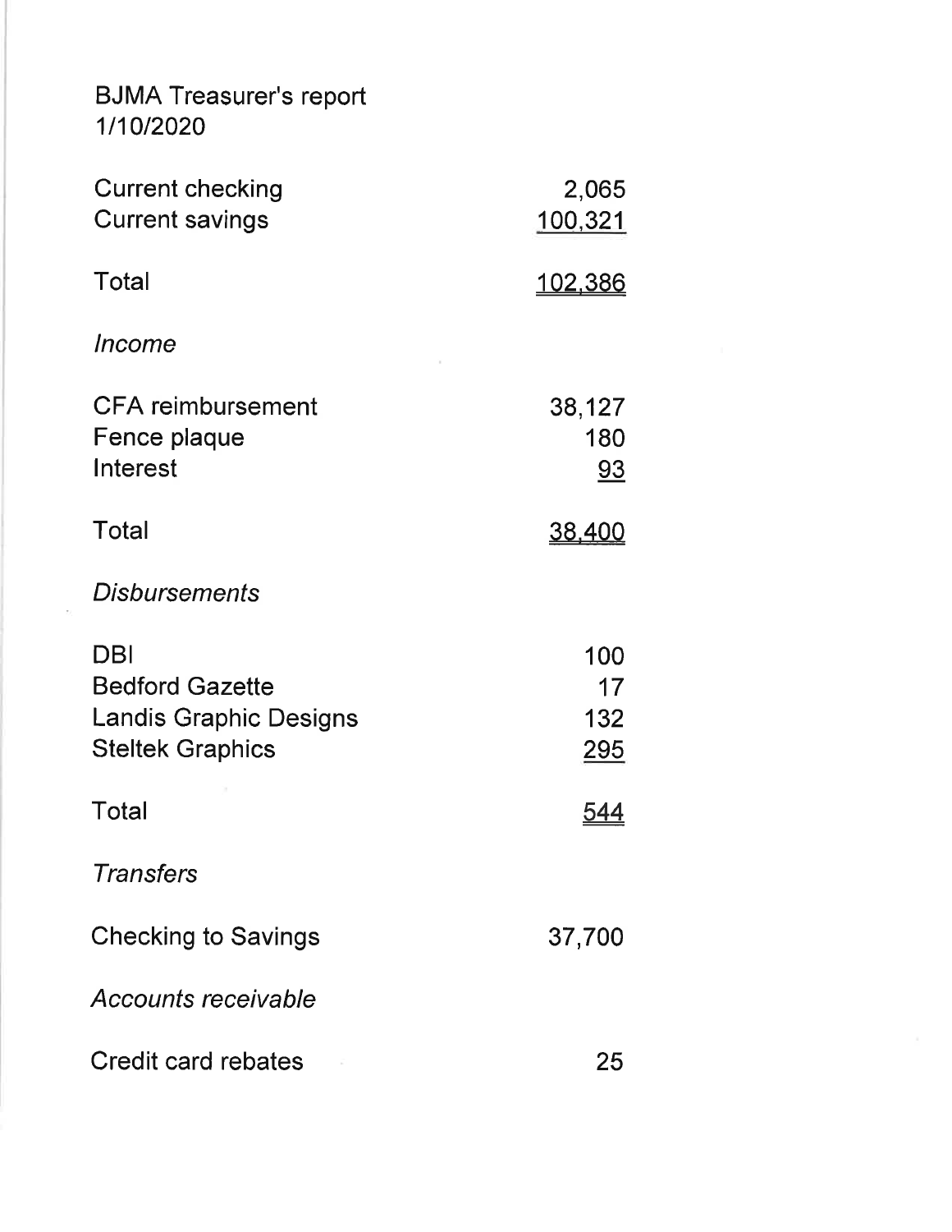BJMA Treasurer's report
1/10/2020

| | |
|---|---|
| Current checking | 2,065 |
| Current savings | 100,321 |
| Total | 102,386 |
| *Income* | |
| CFA reimbursement | 38,127 |
| Fence plaque | 180 |
| Interest | 93 |
| Total | 38,400 |
| *Disbursements* | |
| DBI | 100 |
| Bedford Gazette | 17 |
| Landis Graphic Designs | 132 |
| Steltek Graphics | 295 |
| Total | 544 |
| *Transfers* | |
| Checking to Savings | 37,700 |
| *Accounts receivable* | |
| Credit card rebates | 25 |